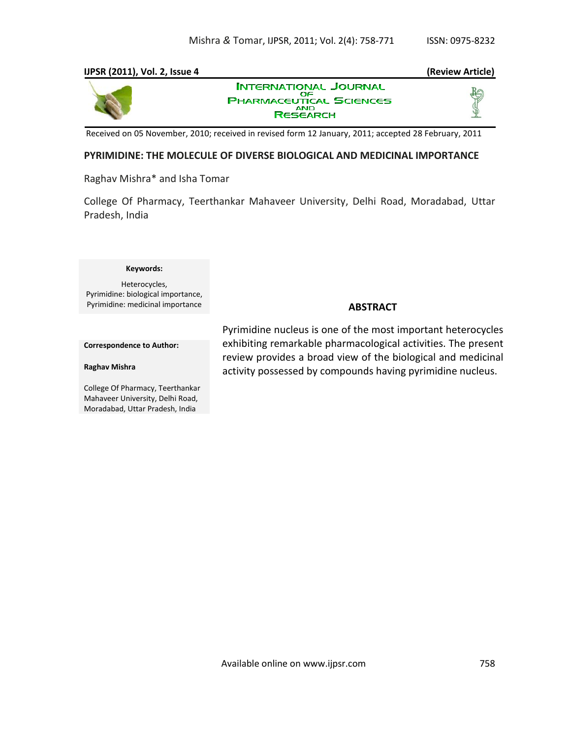**IJPSR (2011), Vol. 2, Issue 4** **(Review Article)**

INTERNATIONAL JOURNAL OF PHARMACEUTICAL SCIENCES AND RESEARCH

Received on 05 November, 2010; received in revised form 12 January, 2011; accepted 28 February, 2011

# PYRIMIDINE: THE MOLECULE OF DIVERSE BIOLOGICAL AND MEDICINAL IMPORTANCE

Raghav Mishra* and Isha Tomar

College Of Pharmacy, Teerthankar Mahaveer University, Delhi Road, Moradabad, Uttar Pradesh, India

**Keywords:**

Heterocycles,
Pyrimidine: biological importance,
Pyrimidine: medicinal importance

**Correspondence to Author:**

**Raghav Mishra**

College Of Pharmacy, Teerthankar Mahaveer University, Delhi Road, Moradabad, Uttar Pradesh, India

## ABSTRACT

Pyrimidine nucleus is one of the most important heterocycles exhibiting remarkable pharmacological activities. The present review provides a broad view of the biological and medicinal activity possessed by compounds having pyrimidine nucleus.

Available online on www.ijpsr.com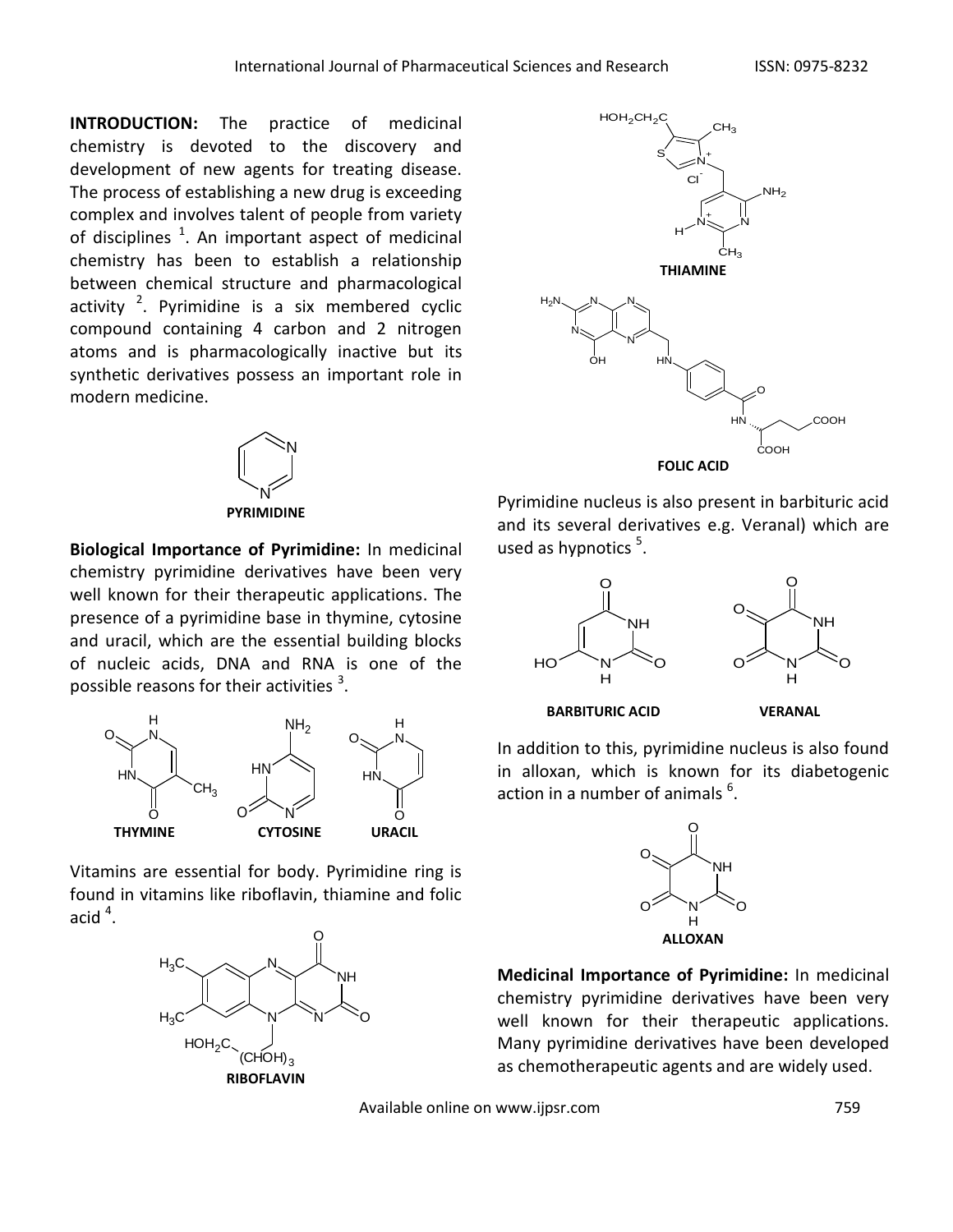**INTRODUCTION:** The practice of medicinal chemistry is devoted to the discovery and development of new agents for treating disease. The process of establishing a new drug is exceeding complex and involves talent of people from variety of disciplines [1]. An important aspect of medicinal chemistry has been to establish a relationship between chemical structure and pharmacological activity [2]. Pyrimidine is a six membered cyclic compound containing 4 carbon and 2 nitrogen atoms and is pharmacologically inactive but its synthetic derivatives possess an important role in modern medicine.

**PYRIMIDINE**

**Biological Importance of Pyrimidine:** In medicinal chemistry pyrimidine derivatives have been very well known for their therapeutic applications. The presence of a pyrimidine base in thymine, cytosine and uracil, which are the essential building blocks of nucleic acids, DNA and RNA is one of the possible reasons for their activities [3].

**THYMINE** **CYTOSINE** **URACIL**

Vitamins are essential for body. Pyrimidine ring is found in vitamins like riboflavin, thiamine and folic acid [4].

**RIBOFLAVIN**

**THIAMINE**

**FOLIC ACID**

Pyrimidine nucleus is also present in barbituric acid and its several derivatives e.g. Veranal) which are used as hypnotics [5].

**BARBITURIC ACID** **VERANAL**

In addition to this, pyrimidine nucleus is also found in alloxan, which is known for its diabetogenic action in a number of animals [6].

**ALLOXAN**

**Medicinal Importance of Pyrimidine:** In medicinal chemistry pyrimidine derivatives have been very well known for their therapeutic applications. Many pyrimidine derivatives have been developed as chemotherapeutic agents and are widely used.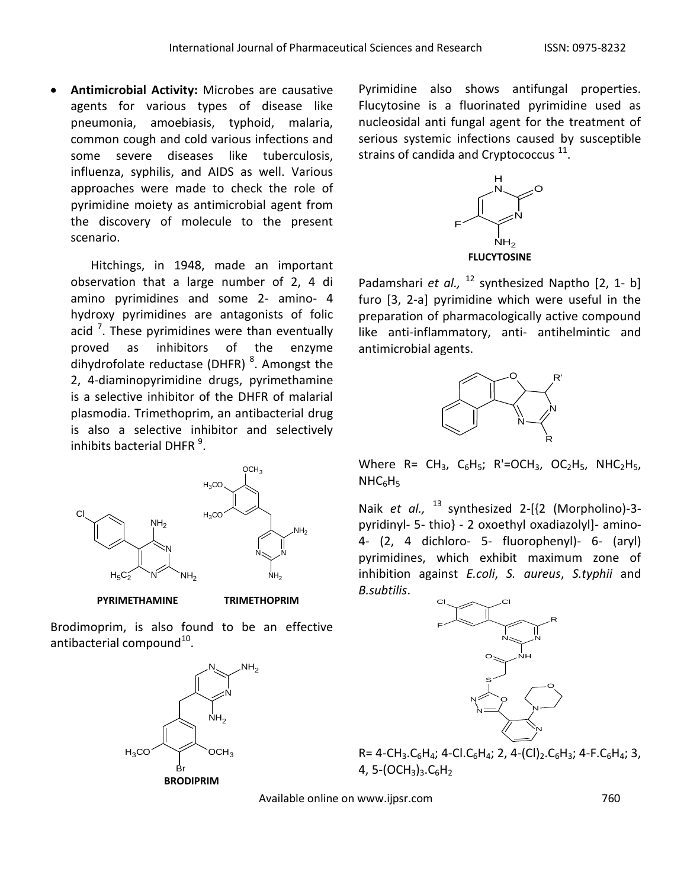- **Antimicrobial Activity:** Microbes are causative agents for various types of disease like pneumonia, amoebiasis, typhoid, malaria, common cough and cold various infections and some severe diseases like tuberculosis, influenza, syphilis, and AIDS as well. Various approaches were made to check the role of pyrimidine moiety as antimicrobial agent from the discovery of molecule to the present scenario.

Hitchings, in 1948, made an important observation that a large number of 2, 4 di amino pyrimidines and some 2- amino- 4 hydroxy pyrimidines are antagonists of folic acid [7]. These pyrimidines were than eventually proved as inhibitors of the enzyme dihydrofolate reductase (DHFR) [8]. Amongst the 2, 4-diaminopyrimidine drugs, pyrimethamine is a selective inhibitor of the DHFR of malarial plasmodia. Trimethoprim, an antibacterial drug is also a selective inhibitor and selectively inhibits bacterial DHFR [9].

**PYRIMETHAMINE** **TRIMETHOPRIM**

Brodimoprim, is also found to be an effective antibacterial compound[10].

**BRODIPRIM**

Pyrimidine also shows antifungal properties. Flucytosine is a fluorinated pyrimidine used as nucleosidal anti fungal agent for the treatment of serious systemic infections caused by susceptible strains of candida and Cryptococcus [11].

**FLUCYTOSINE**

Padamshari *et al.,* [12] synthesized Naptho [2, 1- b] furo [3, 2-a] pyrimidine which were useful in the preparation of pharmacologically active compound like anti-inflammatory, anti- antihelmintic and antimicrobial agents.

Where R= $CH_3$, $C_6H_5$; R'=$OCH_3$, $OC_2H_5$, $NHC_2H_5$, $NHC_6H_5$

Naik *et al.,* [13] synthesized 2-[{2 (Morpholino)-3-pyridinyl- 5- thio} - 2 oxoethyl oxadiazolyl]- amino-4- (2, 4 dichloro- 5- fluorophenyl)- 6- (aryl) pyrimidines, which exhibit maximum zone of inhibition against *E.coli*, *S. aureus*, *S.typhii* and *B.subtilis*.

R= 4-$CH_3.C_6H_4$; 4-$Cl.C_6H_4$; 2, 4-$(Cl)_2.C_6H_3$; 4-$F.C_6H_4$; 3, 4, 5-$(OCH_3)_3.C_6H_2$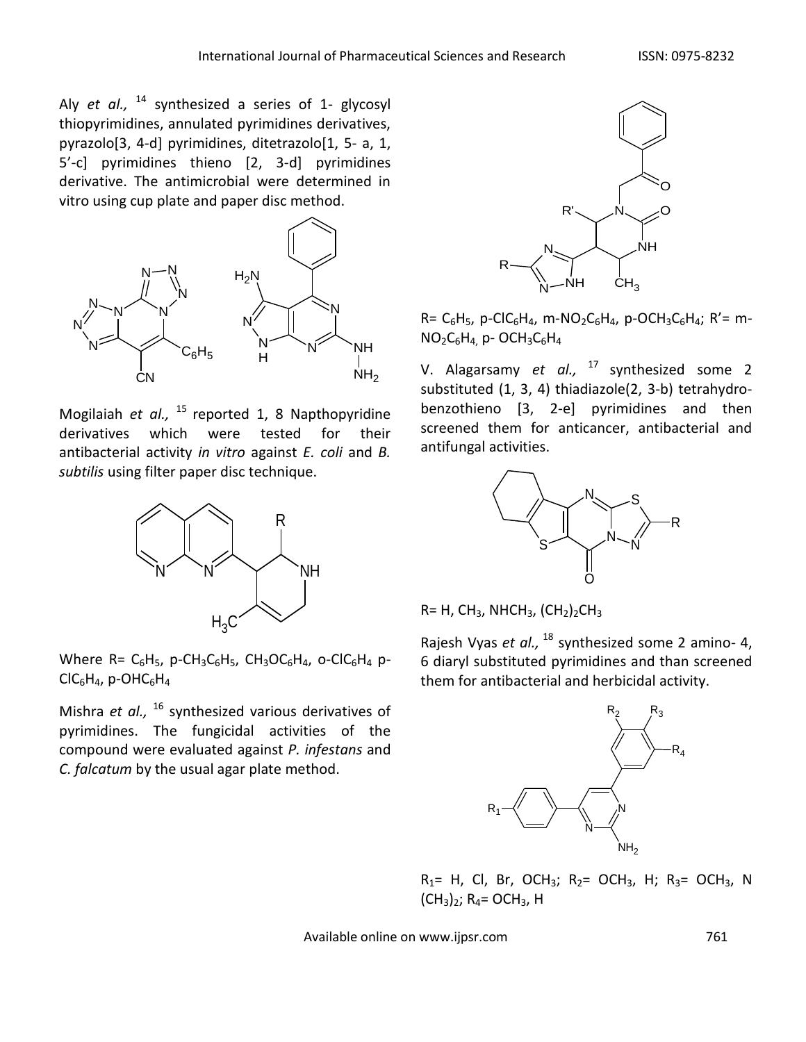Aly *et al.,* [14] synthesized a series of 1- glycosyl thiopyrimidines, annulated pyrimidines derivatives, pyrazolo[3, 4-d] pyrimidines, ditetrazolo[1, 5- a, 1, 5'-c] pyrimidines thieno [2, 3-d] pyrimidines derivative. The antimicrobial were determined in vitro using cup plate and paper disc method.

Mogilaiah *et al.,* [15] reported 1, 8 Napthopyridine derivatives which were tested for their antibacterial activity *in vitro* against *E. coli* and *B. subtilis* using filter paper disc technique.

Where R= $C_6H_5$, p-$CH_3C_6H_5$, $CH_3OC_6H_4$, o-$ClC_6H_4$ p-$ClC_6H_4$, p-$OHC_6H_4$

Mishra *et al.,* [16] synthesized various derivatives of pyrimidines. The fungicidal activities of the compound were evaluated against *P. infestans* and *C. falcatum* by the usual agar plate method.

R= $C_6H_5$, p-$ClC_6H_4$, m-$NO_2C_6H_4$, p-$OCH_3C_6H_4$; R'= m-$NO_2C_6H_4$, p- $OCH_3C_6H_4$

V. Alagarsamy *et al.,* [17] synthesized some 2 substituted (1, 3, 4) thiadiazole(2, 3-b) tetrahydro-benzothieno [3, 2-e] pyrimidines and then screened them for anticancer, antibacterial and antifungal activities.

R= H, $CH_3$, $NHCH_3$, $(CH_2)_2CH_3$

Rajesh Vyas *et al.,* [18] synthesized some 2 amino- 4, 6 diaryl substituted pyrimidines and than screened them for antibacterial and herbicidal activity.

$R_1$= H, Cl, Br, $OCH_3$; $R_2$= $OCH_3$, H; $R_3$= $OCH_3$, N $(CH_3)_2$; $R_4$= $OCH_3$, H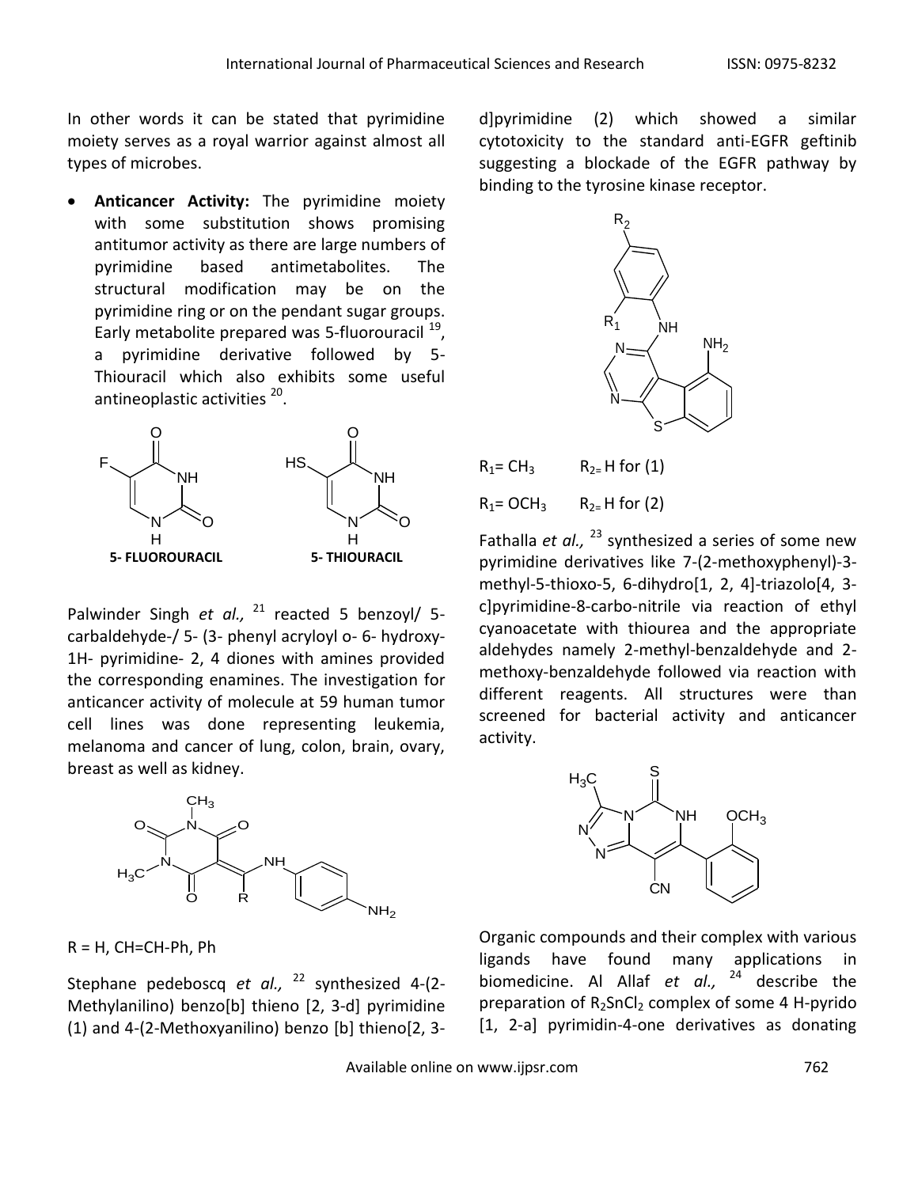In other words it can be stated that pyrimidine moiety serves as a royal warrior against almost all types of microbes.

- **Anticancer Activity:** The pyrimidine moiety with some substitution shows promising antitumor activity as there are large numbers of pyrimidine based antimetabolites. The structural modification may be on the pyrimidine ring or on the pendant sugar groups. Early metabolite prepared was 5-fluorouracil [19], a pyrimidine derivative followed by 5-Thiouracil which also exhibits some useful antineoplastic activities [20].

**5- FLUOROURACIL** **5- THIOURACIL**

Palwinder Singh *et al.,* [21] reacted 5 benzoyl/ 5-carbaldehyde-/ 5- (3- phenyl acryloyl o- 6- hydroxy-1H- pyrimidine- 2, 4 diones with amines provided the corresponding enamines. The investigation for anticancer activity of molecule at 59 human tumor cell lines was done representing leukemia, melanoma and cancer of lung, colon, brain, ovary, breast as well as kidney.

R = H, CH=CH-Ph, Ph

Stephane pedeboscq *et al.,* [22] synthesized 4-(2-Methylanilino) benzo[b] thieno [2, 3-d] pyrimidine (1) and 4-(2-Methoxyanilino) benzo [b] thieno[2, 3-d]pyrimidine (2) which showed a similar cytotoxicity to the standard anti-EGFR geftinib suggesting a blockade of the EGFR pathway by binding to the tyrosine kinase receptor.

$R_1 = CH_3$ $R_2 = H$ for (1)

$R_1 = OCH_3$ $R_2 = H$ for (2)

Fathalla *et al.,* [23] synthesized a series of some new pyrimidine derivatives like 7-(2-methoxyphenyl)-3-methyl-5-thioxo-5, 6-dihydro[1, 2, 4]-triazolo[4, 3-c]pyrimidine-8-carbo-nitrile via reaction of ethyl cyanoacetate with thiourea and the appropriate aldehydes namely 2-methyl-benzaldehyde and 2-methoxy-benzaldehyde followed via reaction with different reagents. All structures were than screened for bacterial activity and anticancer activity.

Organic compounds and their complex with various ligands have found many applications in biomedicine. Al Allaf *et al.,* [24] describe the preparation of $R_2SnCl_2$ complex of some 4 H-pyrido [1, 2-a] pyrimidin-4-one derivatives as donating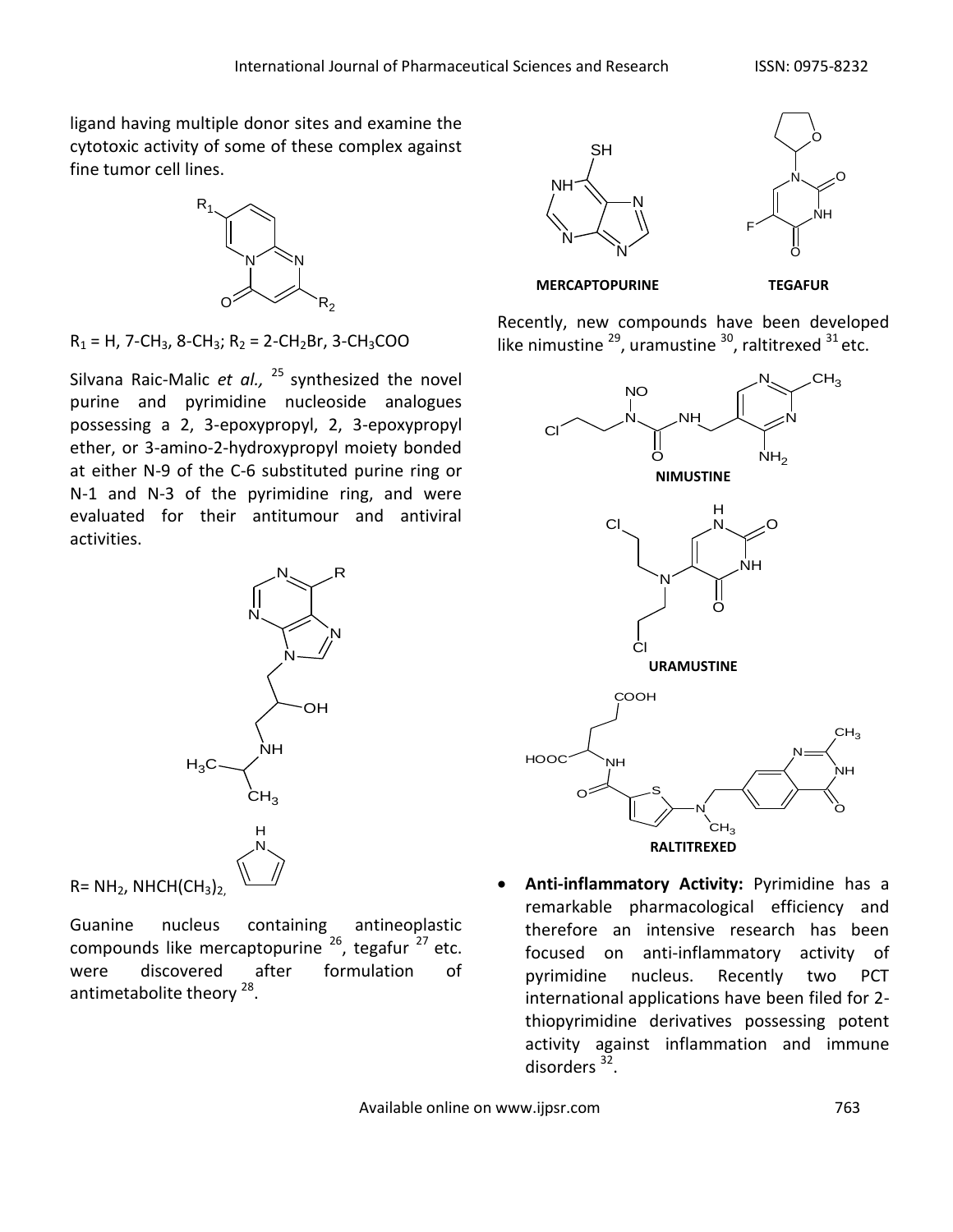ligand having multiple donor sites and examine the cytotoxic activity of some of these complex against fine tumor cell lines.

$R_1$ = H, 7-$CH_3$, 8-$CH_3$; $R_2$ = 2-$CH_2$Br, 3-$CH_3$COO

Silvana Raic-Malic *et al.,* [25] synthesized the novel purine and pyrimidine nucleoside analogues possessing a 2, 3-epoxypropyl, 2, 3-epoxypropyl ether, or 3-amino-2-hydroxypropyl moiety bonded at either N-9 of the C-6 substituted purine ring or N-1 and N-3 of the pyrimidine ring, and were evaluated for their antitumour and antiviral activities.

R= $NH_2$, $NHCH(CH_3)_2$,

Guanine nucleus containing antineoplastic compounds like mercaptopurine [26], tegafur [27] etc. were discovered after formulation of antimetabolite theory [28].

**MERCAPTOPURINE** **TEGAFUR**

Recently, new compounds have been developed like nimustine [29], uramustine [30], raltitrexed [31] etc.

**NIMUSTINE**

**URAMUSTINE**

**RALTITREXED**

- **Anti-inflammatory Activity:** Pyrimidine has a remarkable pharmacological efficiency and therefore an intensive research has been focused on anti-inflammatory activity of pyrimidine nucleus. Recently two PCT international applications have been filed for 2-thiopyrimidine derivatives possessing potent activity against inflammation and immune disorders [32].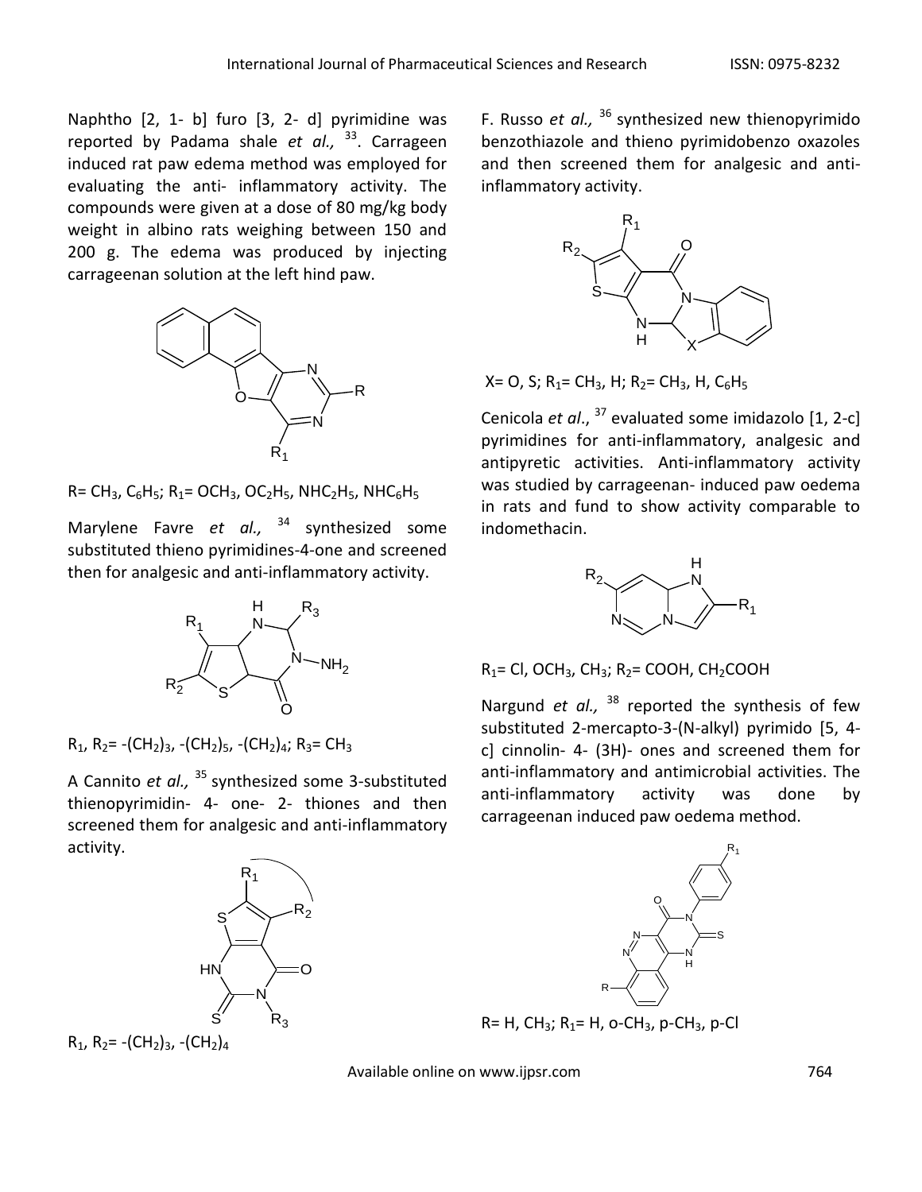Naphtho [2, 1- b] furo [3, 2- d] pyrimidine was reported by Padama shale *et al.,* [33]. Carrageen induced rat paw edema method was employed for evaluating the anti- inflammatory activity. The compounds were given at a dose of 80 mg/kg body weight in albino rats weighing between 150 and 200 g. The edema was produced by injecting carrageenan solution at the left hind paw.

R= $CH_3$, $C_6H_5$; $R_1$= $OCH_3$, $OC_2H_5$, $NHC_2H_5$, $NHC_6H_5$

Marylene Favre *et al.,* [34] synthesized some substituted thieno pyrimidines-4-one and screened then for analgesic and anti-inflammatory activity.

$R_1$, $R_2$= $-(CH_2)_3$, $-(CH_2)_5$, $-(CH_2)_4$; $R_3$= $CH_3$

A Cannito *et al.,* [35] synthesized some 3-substituted thienopyrimidin- 4- one- 2- thiones and then screened them for analgesic and anti-inflammatory activity.

$R_1$, $R_2$= $-(CH_2)_3$, $-(CH_2)_4$

F. Russo *et al.,* [36] synthesized new thienopyrimido benzothiazole and thieno pyrimidobenzo oxazoles and then screened them for analgesic and anti-inflammatory activity.

X= O, S; $R_1$= $CH_3$, H; $R_2$= $CH_3$, H, $C_6H_5$

Cenicola *et al*., [37] evaluated some imidazolo [1, 2-c] pyrimidines for anti-inflammatory, analgesic and antipyretic activities. Anti-inflammatory activity was studied by carrageenan- induced paw oedema in rats and fund to show activity comparable to indomethacin.

$R_1$= Cl, $OCH_3$, $CH_3$; $R_2$= COOH, $CH_2COOH$

Nargund *et al.,* [38] reported the synthesis of few substituted 2-mercapto-3-(N-alkyl) pyrimido [5, 4-c] cinnolin- 4- (3H)- ones and screened them for anti-inflammatory and antimicrobial activities. The anti-inflammatory activity was done by carrageenan induced paw oedema method.

R= H, $CH_3$; $R_1$= H, o-$CH_3$, p-$CH_3$, p-Cl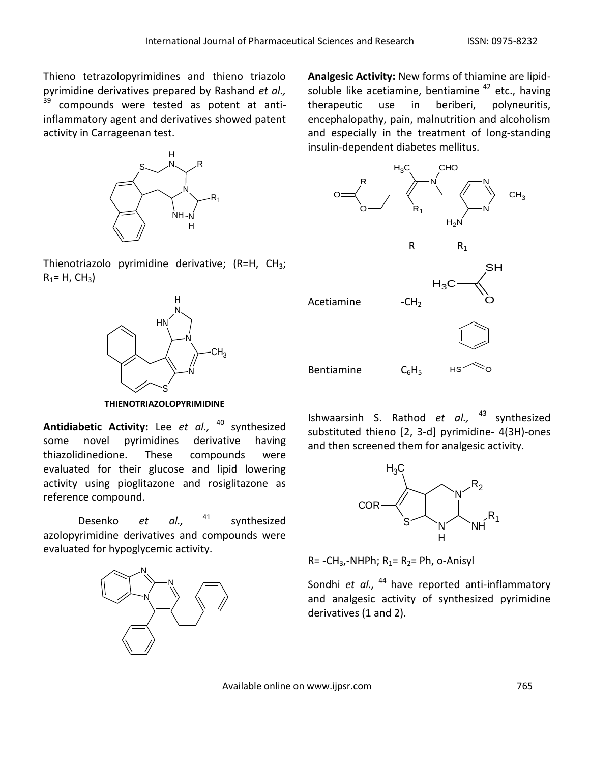Thieno tetrazolopyrimidines and thieno triazolo pyrimidine derivatives prepared by Rashand *et al.,* [39] compounds were tested as potent at anti-inflammatory agent and derivatives showed patent activity in Carrageenan test.

Thienotriazolo pyrimidine derivative; (R=H, $CH_3$; $R_1$= H, $CH_3$)

**THIENOTRIAZOLOPYRIMIDINE**

**Antidiabetic Activity:** Lee *et al.,* [40] synthesized some novel pyrimidines derivative having thiazolidinedione. These compounds were evaluated for their glucose and lipid lowering activity using pioglitazone and rosiglitazone as reference compound.

Desenko *et al.,* [41] synthesized azolopyrimidine derivatives and compounds were evaluated for hypoglycemic activity.

**Analgesic Activity:** New forms of thiamine are lipid-soluble like acetiamine, bentiamine [42] etc., having therapeutic use in beriberi, polyneuritis, encephalopathy, pain, malnutrition and alcoholism and especially in the treatment of long-standing insulin-dependent diabetes mellitus.

| | R | $R_1$ |
|---|---|---|
| Acetiamine | $-CH_2$ | |
| Bentiamine | $C_6H_5$ | |

Ishwaarsinh S. Rathod *et al.,* [43] synthesized substituted thieno [2, 3-d] pyrimidine- 4(3H)-ones and then screened them for analgesic activity.

R= $-CH_3$,-NHPh; $R_1$= $R_2$= Ph, o-Anisyl

Sondhi *et al.,* [44] have reported anti-inflammatory and analgesic activity of synthesized pyrimidine derivatives (1 and 2).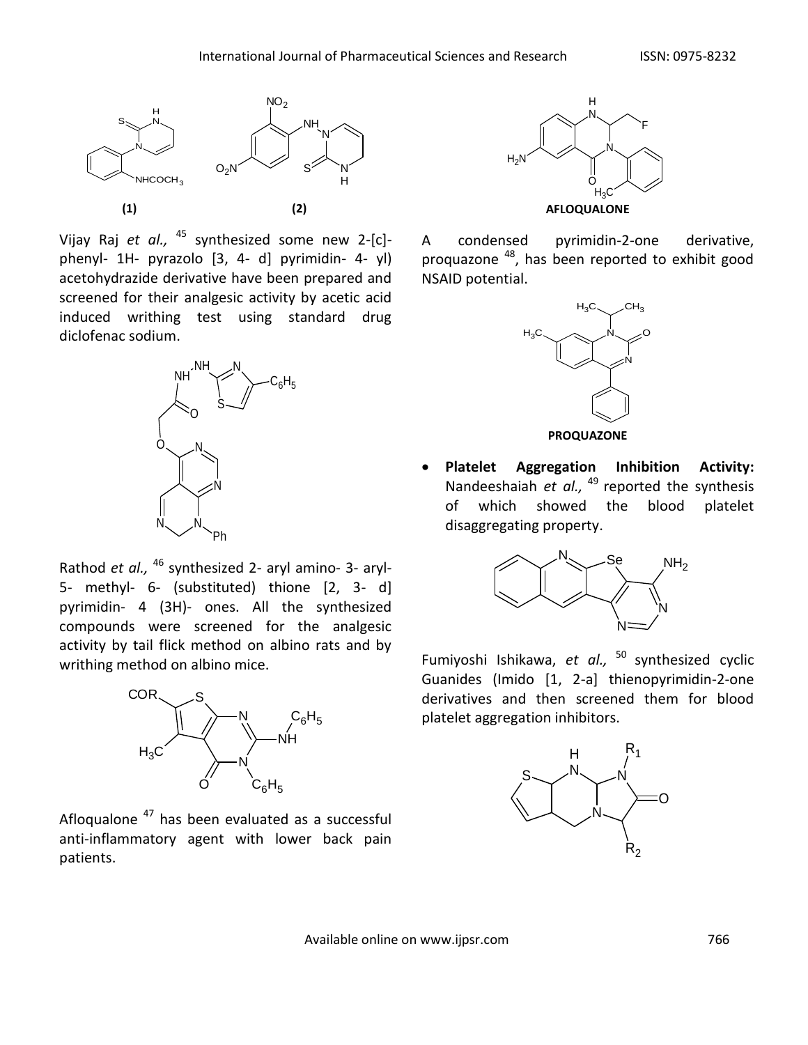**(1)** **(2)**

Vijay Raj *et al.,* [45] synthesized some new 2-[c]-phenyl- 1H- pyrazolo [3, 4- d] pyrimidin- 4- yl) acetohydrazide derivative have been prepared and screened for their analgesic activity by acetic acid induced writhing test using standard drug diclofenac sodium.

Rathod *et al.,* [46] synthesized 2- aryl amino- 3- aryl- 5- methyl- 6- (substituted) thione [2, 3- d] pyrimidin- 4 (3H)- ones. All the synthesized compounds were screened for the analgesic activity by tail flick method on albino rats and by writhing method on albino mice.

Afloqualone [47] has been evaluated as a successful anti-inflammatory agent with lower back pain patients.

**AFLOQUALONE**

A condensed pyrimidin-2-one derivative, proquazone [48], has been reported to exhibit good NSAID potential.

**PROQUAZONE**

- **Platelet Aggregation Inhibition Activity:** Nandeeshaiah *et al.,* [49] reported the synthesis of which showed the blood platelet disaggregating property.

Fumiyoshi Ishikawa, *et al.,* [50] synthesized cyclic Guanides (Imido [1, 2-a] thienopyrimidin-2-one derivatives and then screened them for blood platelet aggregation inhibitors.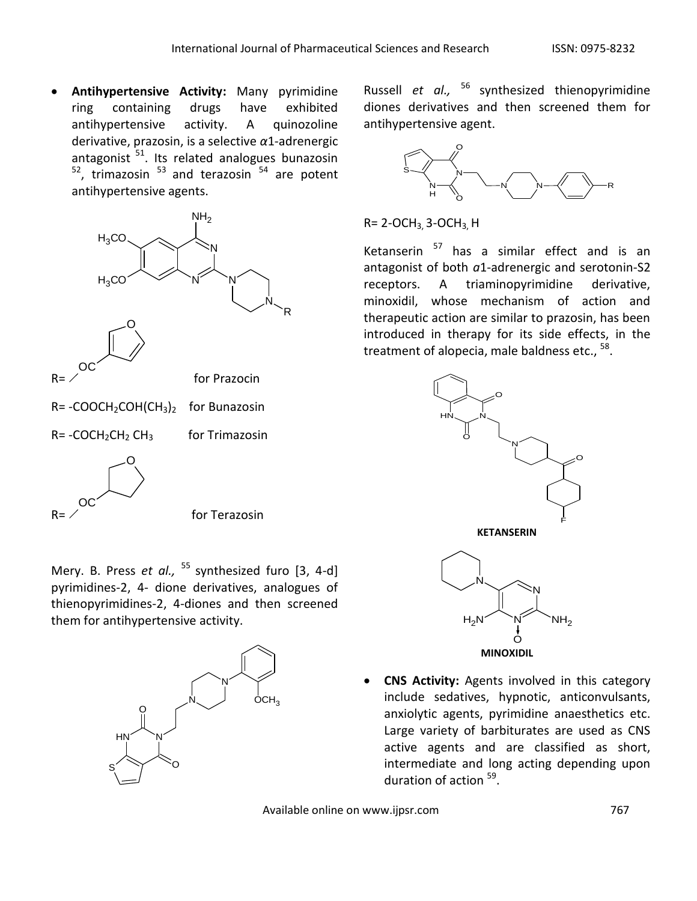- **Antihypertensive Activity:** Many pyrimidine ring containing drugs have exhibited antihypertensive activity. A quinozoline derivative, prazosin, is a selective $\alpha$1-adrenergic antagonist [51]. Its related analogues bunazosin [52], trimazosin [53] and terazosin [54] are potent antihypertensive agents.

R= (furan-2-yl)CO for Prazocin

R= $-COOCH_2COH(CH_3)_2$ for Bunazosin

R= $-COCH_2CH_2CH_3$ for Trimazosin

R= (tetrahydrofuran-2-yl)CO for Terazosin

Mery. B. Press *et al.,* [55] synthesized furo [3, 4-d] pyrimidines-2, 4- dione derivatives, analogues of thienopyrimidines-2, 4-diones and then screened them for antihypertensive activity.

Russell *et al.,* [56] synthesized thienopyrimidine diones derivatives and then screened them for antihypertensive agent.

R= 2-$OCH_3$, 3-$OCH_3$, H

Ketanserin [57] has a similar effect and is an antagonist of both $\alpha$1-adrenergic and serotonin-S2 receptors. A triaminopyrimidine derivative, minoxidil, whose mechanism of action and therapeutic action are similar to prazosin, has been introduced in therapy for its side effects, in the treatment of alopecia, male baldness etc., [58].

**KETANSERIN**

**MINOXIDIL**

- **CNS Activity:** Agents involved in this category include sedatives, hypnotic, anticonvulsants, anxiolytic agents, pyrimidine anaesthetics etc. Large variety of barbiturates are used as CNS active agents and are classified as short, intermediate and long acting depending upon duration of action [59].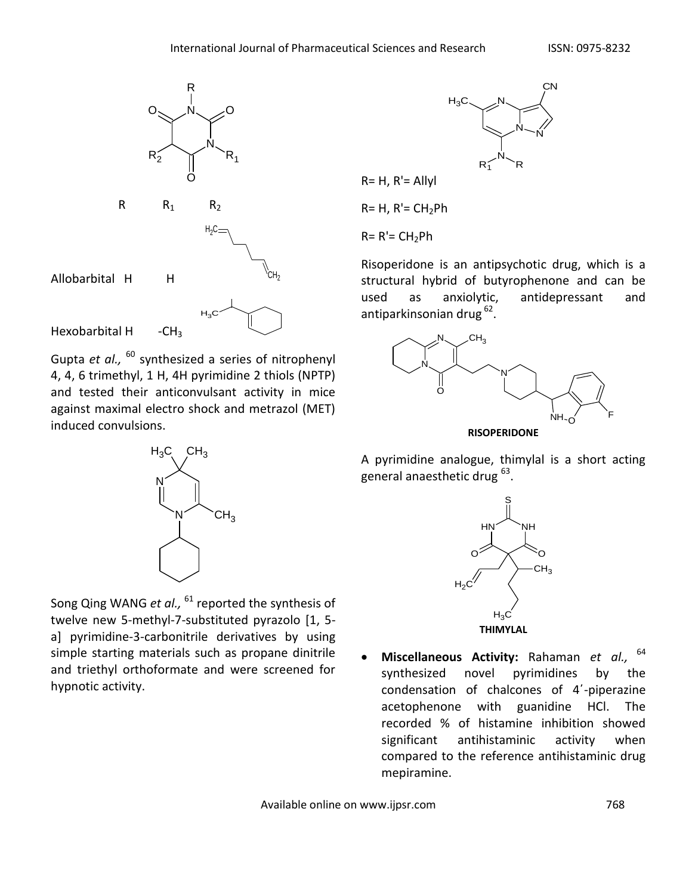| | R | $R_1$ | $R_2$ |
|---|---|---|---|
| Allobarbital | H | H | |
| Hexobarbital | H | $-CH_3$ | |

Gupta *et al.,* [60] synthesized a series of nitrophenyl 4, 4, 6 trimethyl, 1 H, 4H pyrimidine 2 thiols (NPTP) and tested their anticonvulsant activity in mice against maximal electro shock and metrazol (MET) induced convulsions.

Song Qing WANG *et al.,* [61] reported the synthesis of twelve new 5-methyl-7-substituted pyrazolo [1, 5-a] pyrimidine-3-carbonitrile derivatives by using simple starting materials such as propane dinitrile and triethyl orthoformate and were screened for hypnotic activity.

R= H, R'= Allyl

R= H, R'= $CH_2Ph$

R= R'= $CH_2Ph$

Risoperidone is an antipsychotic drug, which is a structural hybrid of butyrophenone and can be used as anxiolytic, antidepressant and antiparkinsonian drug [62].

**RISOPERIDONE**

A pyrimidine analogue, thimylal is a short acting general anaesthetic drug [63].

**THIMYLAL**

- **Miscellaneous Activity:** Rahaman *et al.,* [64] synthesized novel pyrimidines by the condensation of chalcones of 4′-piperazine acetophenone with guanidine HCl. The recorded % of histamine inhibition showed significant antihistaminic activity when compared to the reference antihistaminic drug mepiramine.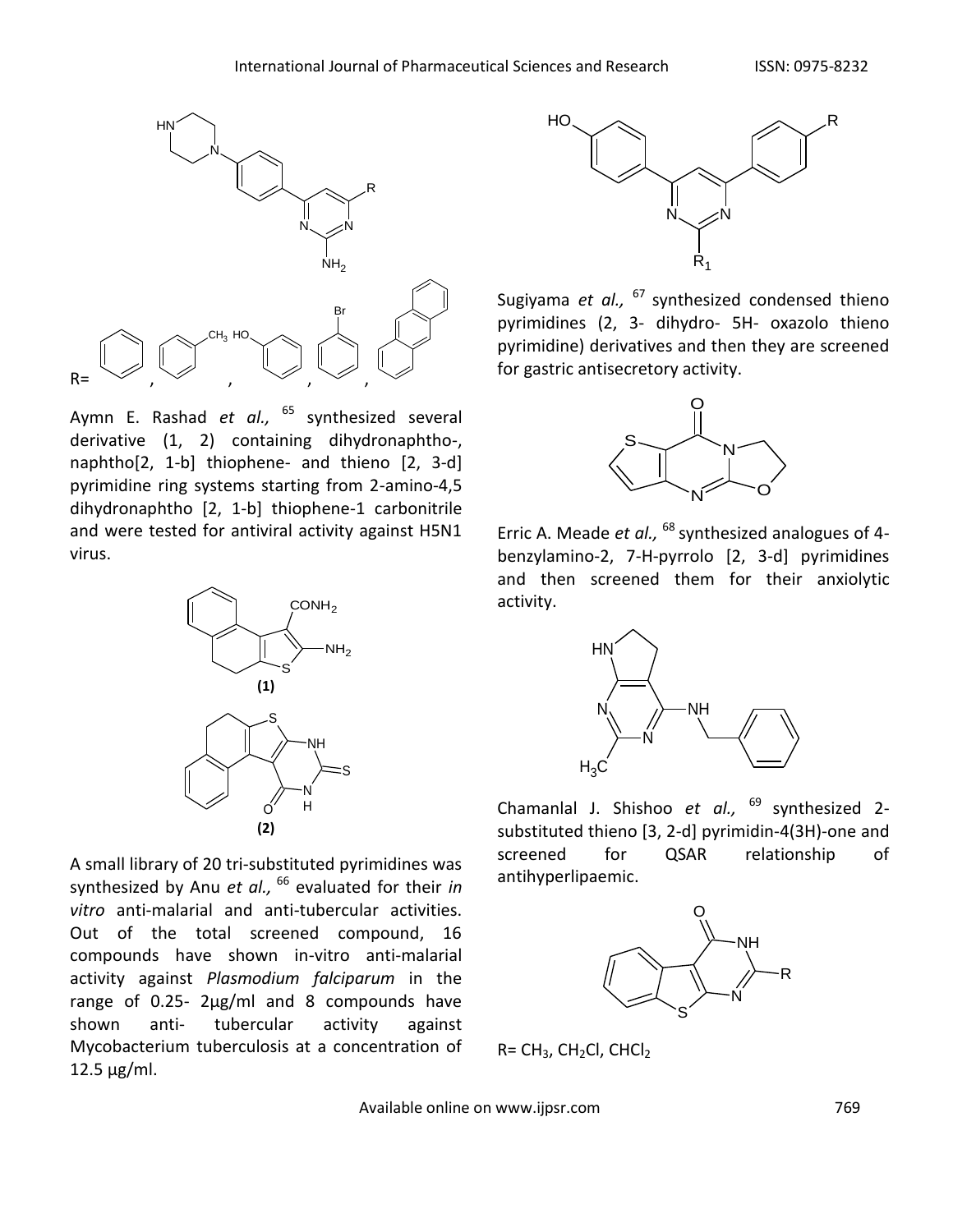Aymn E. Rashad *et al.,* [65] synthesized several derivative (1, 2) containing dihydronaphtho-, naphtho[2, 1-b] thiophene- and thieno [2, 3-d] pyrimidine ring systems starting from 2-amino-4,5 dihydronaphtho [2, 1-b] thiophene-1 carbonitrile and were tested for antiviral activity against H5N1 virus.

A small library of 20 tri-substituted pyrimidines was synthesized by Anu *et al.,* [66] evaluated for their *in vitro* anti-malarial and anti-tubercular activities. Out of the total screened compound, 16 compounds have shown in-vitro anti-malarial activity against *Plasmodium falciparum* in the range of 0.25- 2µg/ml and 8 compounds have shown anti- tubercular activity against Mycobacterium tuberculosis at a concentration of 12.5 µg/ml.

Sugiyama *et al.,* [67] synthesized condensed thieno pyrimidines (2, 3- dihydro- 5H- oxazolo thieno pyrimidine) derivatives and then they are screened for gastric antisecretory activity.

Erric A. Meade *et al.,* [68] synthesized analogues of 4-benzylamino-2, 7-H-pyrrolo [2, 3-d] pyrimidines and then screened them for their anxiolytic activity.

Chamanlal J. Shishoo *et al.,* [69] synthesized 2-substituted thieno [3, 2-d] pyrimidin-4(3H)-one and screened for QSAR relationship of antihyperlipaemic.

R= $CH_3$, $CH_2Cl$, $CHCl_2$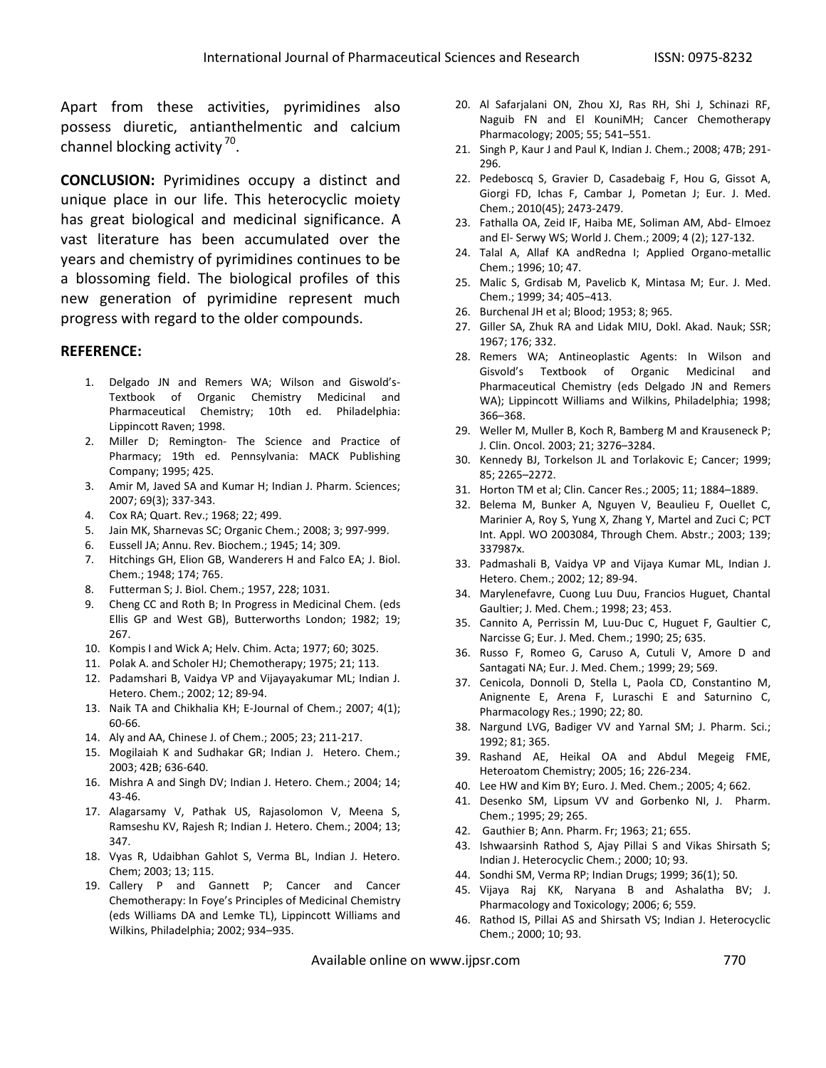Apart from these activities, pyrimidines also possess diuretic, antianthelmentic and calcium channel blocking activity [70].

**CONCLUSION:** Pyrimidines occupy a distinct and unique place in our life. This heterocyclic moiety has great biological and medicinal significance. A vast literature has been accumulated over the years and chemistry of pyrimidines continues to be a blossoming field. The biological profiles of this new generation of pyrimidine represent much progress with regard to the older compounds.

**REFERENCE:**

1. Delgado JN and Remers WA; Wilson and Giswold's-Textbook of Organic Chemistry Medicinal and Pharmaceutical Chemistry; 10th ed. Philadelphia: Lippincott Raven; 1998.
2. Miller D; Remington- The Science and Practice of Pharmacy; 19th ed. Pennsylvania: MACK Publishing Company; 1995; 425.
3. Amir M, Javed SA and Kumar H; Indian J. Pharm. Sciences; 2007; 69(3); 337-343.
4. Cox RA; Quart. Rev.; 1968; 22; 499.
5. Jain MK, Sharnevas SC; Organic Chem.; 2008; 3; 997-999.
6. Eussell JA; Annu. Rev. Biochem.; 1945; 14; 309.
7. Hitchings GH, Elion GB, Wanderers H and Falco EA; J. Biol. Chem.; 1948; 174; 765.
8. Futterman S; J. Biol. Chem.; 1957, 228; 1031.
9. Cheng CC and Roth B; In Progress in Medicinal Chem. (eds Ellis GP and West GB), Butterworths London; 1982; 19; 267.
10. Kompis I and Wick A; Helv. Chim. Acta; 1977; 60; 3025.
11. Polak A. and Scholer HJ; Chemotherapy; 1975; 21; 113.
12. Padamshari B, Vaidya VP and Vijayayakumar ML; Indian J. Hetero. Chem.; 2002; 12; 89-94.
13. Naik TA and Chikhalia KH; E-Journal of Chem.; 2007; 4(1); 60-66.
14. Aly and AA, Chinese J. of Chem.; 2005; 23; 211-217.
15. Mogilaiah K and Sudhakar GR; Indian J. Hetero. Chem.; 2003; 42B; 636-640.
16. Mishra A and Singh DV; Indian J. Hetero. Chem.; 2004; 14; 43-46.
17. Alagarsamy V, Pathak US, Rajasolomon V, Meena S, Ramseshu KV, Rajesh R; Indian J. Hetero. Chem.; 2004; 13; 347.
18. Vyas R, Udaibhan Gahlot S, Verma BL, Indian J. Hetero. Chem; 2003; 13; 115.
19. Callery P and Gannett P; Cancer and Cancer Chemotherapy: In Foye's Principles of Medicinal Chemistry (eds Williams DA and Lemke TL), Lippincott Williams and Wilkins, Philadelphia; 2002; 934–935.
20. Al Safarjalani ON, Zhou XJ, Ras RH, Shi J, Schinazi RF, Naguib FN and El KouniMH; Cancer Chemotherapy Pharmacology; 2005; 55; 541–551.
21. Singh P, Kaur J and Paul K, Indian J. Chem.; 2008; 47B; 291-296.
22. Pedeboscq S, Gravier D, Casadebaig F, Hou G, Gissot A, Giorgi FD, Ichas F, Cambar J, Pometan J; Eur. J. Med. Chem.; 2010(45); 2473-2479.
23. Fathalla OA, Zeid IF, Haiba ME, Soliman AM, Abd- Elmoez and El- Serwy WS; World J. Chem.; 2009; 4 (2); 127-132.
24. Talal A, Allaf KA andRedna I; Applied Organo-metallic Chem.; 1996; 10; 47.
25. Malic S, Grdisab M, Pavelicb K, Mintasa M; Eur. J. Med. Chem.; 1999; 34; 405–413.
26. Burchenal JH et al; Blood; 1953; 8; 965.
27. Giller SA, Zhuk RA and Lidak MIU, Dokl. Akad. Nauk; SSR; 1967; 176; 332.
28. Remers WA; Antineoplastic Agents: In Wilson and Gisvold's Textbook of Organic Medicinal and Pharmaceutical Chemistry (eds Delgado JN and Remers WA); Lippincott Williams and Wilkins, Philadelphia; 1998; 366–368.
29. Weller M, Muller B, Koch R, Bamberg M and Krauseneck P; J. Clin. Oncol. 2003; 21; 3276–3284.
30. Kennedy BJ, Torkelson JL and Torlakovic E; Cancer; 1999; 85; 2265–2272.
31. Horton TM et al; Clin. Cancer Res.; 2005; 11; 1884–1889.
32. Belema M, Bunker A, Nguyen V, Beaulieu F, Ouellet C, Marinier A, Roy S, Yung X, Zhang Y, Martel and Zuci C; PCT Int. Appl. WO 2003084, Through Chem. Abstr.; 2003; 139; 337987x.
33. Padmashali B, Vaidya VP and Vijaya Kumar ML, Indian J. Hetero. Chem.; 2002; 12; 89-94.
34. Marylenefavre, Cuong Luu Duu, Francios Huguet, Chantal Gaultier; J. Med. Chem.; 1998; 23; 453.
35. Cannito A, Perrissin M, Luu-Duc C, Huguet F, Gaultier C, Narcisse G; Eur. J. Med. Chem.; 1990; 25; 635.
36. Russo F, Romeo G, Caruso A, Cutuli V, Amore D and Santagati NA; Eur. J. Med. Chem.; 1999; 29; 569.
37. Cenicola, Donnoli D, Stella L, Paola CD, Constantino M, Anignente E, Arena F, Luraschi E and Saturnino C, Pharmacology Res.; 1990; 22; 80.
38. Nargund LVG, Badiger VV and Yarnal SM; J. Pharm. Sci.; 1992; 81; 365.
39. Rashand AE, Heikal OA and Abdul Megeig FME, Heteroatom Chemistry; 2005; 16; 226-234.
40. Lee HW and Kim BY; Euro. J. Med. Chem.; 2005; 4; 662.
41. Desenko SM, Lipsum VV and Gorbenko NI, J. Pharm. Chem.; 1995; 29; 265.
42. Gauthier B; Ann. Pharm. Fr; 1963; 21; 655.
43. Ishwaarsinh Rathod S, Ajay Pillai S and Vikas Shirsath S; Indian J. Heterocyclic Chem.; 2000; 10; 93.
44. Sondhi SM, Verma RP; Indian Drugs; 1999; 36(1); 50.
45. Vijaya Raj KK, Naryana B and Ashalatha BV; J. Pharmacology and Toxicology; 2006; 6; 559.
46. Rathod IS, Pillai AS and Shirsath VS; Indian J. Heterocyclic Chem.; 2000; 10; 93.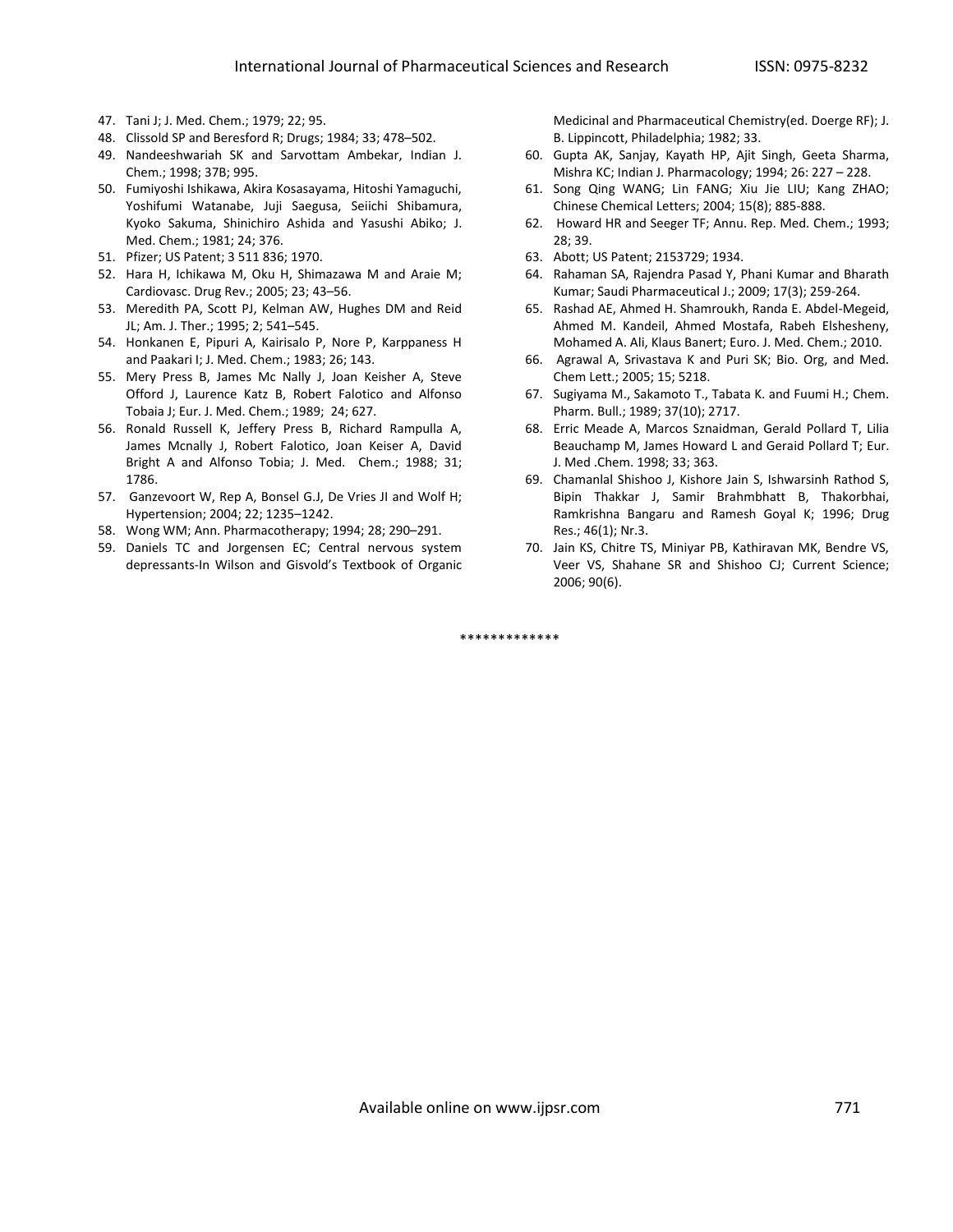47. Tani J; J. Med. Chem.; 1979; 22; 95.
48. Clissold SP and Beresford R; Drugs; 1984; 33; 478–502.
49. Nandeeshwariah SK and Sarvottam Ambekar, Indian J. Chem.; 1998; 37B; 995.
50. Fumiyoshi Ishikawa, Akira Kosasayama, Hitoshi Yamaguchi, Yoshifumi Watanabe, Juji Saegusa, Seiichi Shibamura, Kyoko Sakuma, Shinichiro Ashida and Yasushi Abiko; J. Med. Chem.; 1981; 24; 376.
51. Pfizer; US Patent; 3 511 836; 1970.
52. Hara H, Ichikawa M, Oku H, Shimazawa M and Araie M; Cardiovasc. Drug Rev.; 2005; 23; 43–56.
53. Meredith PA, Scott PJ, Kelman AW, Hughes DM and Reid JL; Am. J. Ther.; 1995; 2; 541–545.
54. Honkanen E, Pipuri A, Kairisalo P, Nore P, Karppaness H and Paakari I; J. Med. Chem.; 1983; 26; 143.
55. Mery Press B, James Mc Nally J, Joan Keisher A, Steve Offord J, Laurence Katz B, Robert Falotico and Alfonso Tobaia J; Eur. J. Med. Chem.; 1989; 24; 627.
56. Ronald Russell K, Jeffery Press B, Richard Rampulla A, James Mcnally J, Robert Falotico, Joan Keiser A, David Bright A and Alfonso Tobia; J. Med. Chem.; 1988; 31; 1786.
57. Ganzevoort W, Rep A, Bonsel G.J, De Vries JI and Wolf H; Hypertension; 2004; 22; 1235–1242.
58. Wong WM; Ann. Pharmacotherapy; 1994; 28; 290–291.
59. Daniels TC and Jorgensen EC; Central nervous system depressants-In Wilson and Gisvold's Textbook of Organic Medicinal and Pharmaceutical Chemistry(ed. Doerge RF); J. B. Lippincott, Philadelphia; 1982; 33.
60. Gupta AK, Sanjay, Kayath HP, Ajit Singh, Geeta Sharma, Mishra KC; Indian J. Pharmacology; 1994; 26: 227 – 228.
61. Song Qing WANG; Lin FANG; Xiu Jie LIU; Kang ZHAO; Chinese Chemical Letters; 2004; 15(8); 885-888.
62. Howard HR and Seeger TF; Annu. Rep. Med. Chem.; 1993; 28; 39.
63. Abott; US Patent; 2153729; 1934.
64. Rahaman SA, Rajendra Pasad Y, Phani Kumar and Bharath Kumar; Saudi Pharmaceutical J.; 2009; 17(3); 259-264.
65. Rashad AE, Ahmed H. Shamroukh, Randa E. Abdel-Megeid, Ahmed M. Kandeil, Ahmed Mostafa, Rabeh Elshesheny, Mohamed A. Ali, Klaus Banert; Euro. J. Med. Chem.; 2010.
66. Agrawal A, Srivastava K and Puri SK; Bio. Org, and Med. Chem Lett.; 2005; 15; 5218.
67. Sugiyama M., Sakamoto T., Tabata K. and Fuumi H.; Chem. Pharm. Bull.; 1989; 37(10); 2717.
68. Erric Meade A, Marcos Sznaidman, Gerald Pollard T, Lilia Beauchamp M, James Howard L and Geraid Pollard T; Eur. J. Med .Chem. 1998; 33; 363.
69. Chamanlal Shishoo J, Kishore Jain S, Ishwarsinh Rathod S, Bipin Thakkar J, Samir Brahmbhatt B, Thakorbhai, Ramkrishna Bangaru and Ramesh Goyal K; 1996; Drug Res.; 46(1); Nr.3.
70. Jain KS, Chitre TS, Miniyar PB, Kathiravan MK, Bendre VS, Veer VS, Shahane SR and Shishoo CJ; Current Science; 2006; 90(6).

*************